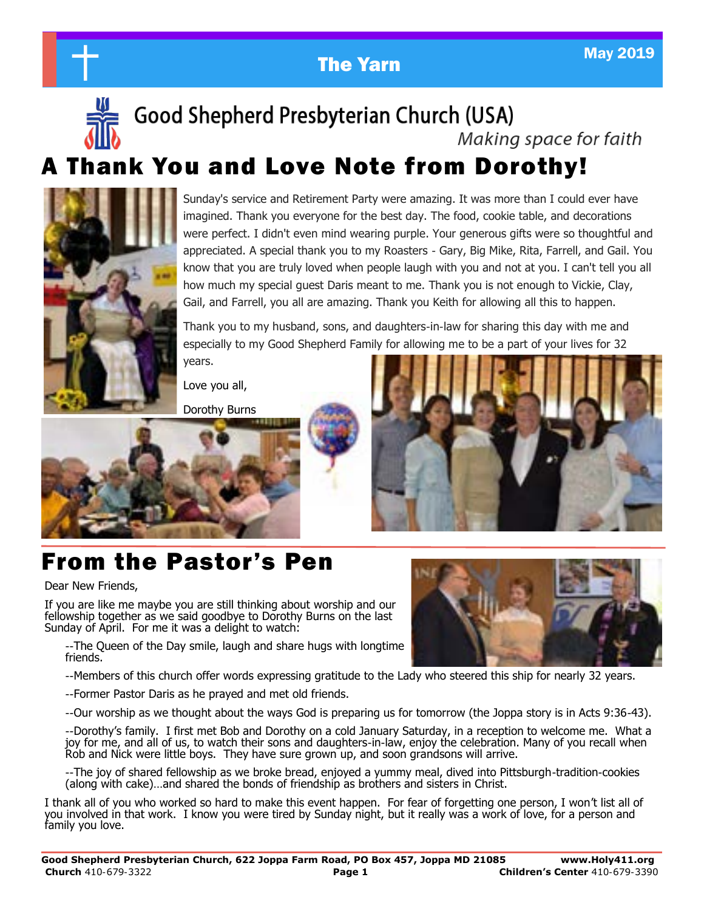The Yarn

May 2019

Good Shepherd Presbyterian Church (USA)

*Making space for faith*

# A Thank You and Love Note from Dorothy!

Sunday's service and Retirement Party were amazing. It was more than I could ever have imagined. Thank you everyone for the best day. The food, cookie table, and decorations were perfect. I didn't even mind wearing purple. Your generous gifts were so thoughtful and appreciated. A special thank you to my Roasters - Gary, Big Mike, Rita, Farrell, and Gail. You know that you are truly loved when people laugh with you and not at you. I can't tell you all how much my special guest Daris meant to me. Thank you is not enough to Vickie, Clay, Gail, and Farrell, you all are amazing. Thank you Keith for allowing all this to happen.

Thank you to my husband, sons, and daughters-in-law for sharing this day with me and especially to my Good Shepherd Family for allowing me to be a part of your lives for 32 years.

Love you all,

Dorothy Burns

# From the Pastor's Pen

Dear New Friends,

If you are like me maybe you are still thinking about worship and our fellowship together as we said goodbye to Dorothy Burns on the last Sunday of April. For me it was a delight to watch:

--The Queen of the Day smile, laugh and share hugs with longtime friends.

--Members of this church offer words expressing gratitude to the Lady who steered this ship for nearly 32 years.

--Former Pastor Daris as he prayed and met old friends.

--Our worship as we thought about the ways God is preparing us for tomorrow (the Joppa story is in Acts 9:36-43).

--Dorothy's family. I first met Bob and Dorothy on a cold January Saturday, in a reception to welcome me. What a joy for me, and all of us, to watch their sons and daughters-in-law, enjoy the celebration. Many of you recall when Rob and Nick were little boys. They have sure grown up, and soon grandsons will arrive.

--The joy of shared fellowship as we broke bread, enjoyed a yummy meal, dived into Pittsburgh-tradition-cookies (along with cake)…and shared the bonds of friendship as brothers and sisters in Christ.

I thank all of you who worked so hard to make this event happen. For fear of forgetting one person, I won't list all of you involved in that work. I know you were tired by Sunday night, but it really was a work of love, for a person and family you love.

**Good Shepherd Presbyterian Church, 622 Joppa Farm Road, PO Box 457, Joppa MD 21085** **www.Holy411.org**
**Church** 410-679-3322 **Children's Center** 410-679-3390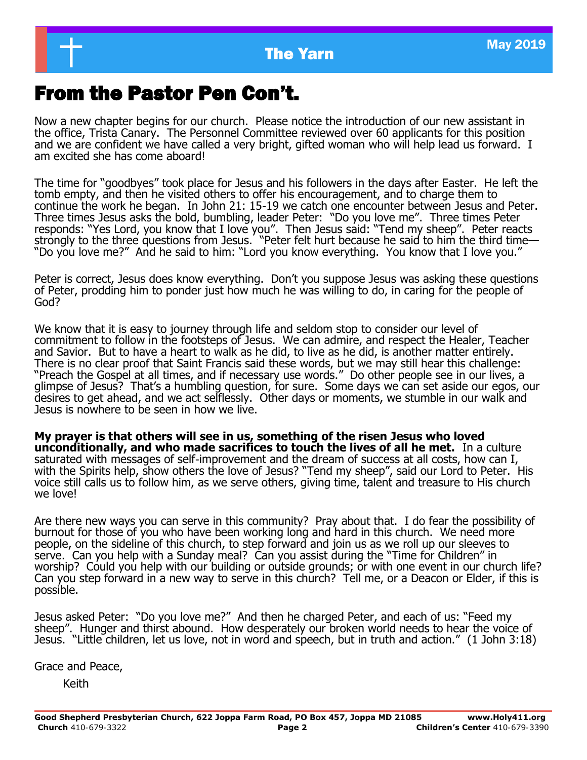# From the Pastor Pen Con't.

Now a new chapter begins for our church. Please notice the introduction of our new assistant in the office, Trista Canary. The Personnel Committee reviewed over 60 applicants for this position and we are confident we have called a very bright, gifted woman who will help lead us forward. I am excited she has come aboard!

The time for "goodbyes" took place for Jesus and his followers in the days after Easter. He left the tomb empty, and then he visited others to offer his encouragement, and to charge them to continue the work he began. In John 21: 15-19 we catch one encounter between Jesus and Peter. Three times Jesus asks the bold, bumbling, leader Peter: "Do you love me". Three times Peter responds: "Yes Lord, you know that I love you". Then Jesus said: "Tend my sheep". Peter reacts strongly to the three questions from Jesus. "Peter felt hurt because he said to him the third time—"Do you love me?" And he said to him: "Lord you know everything. You know that I love you."

Peter is correct, Jesus does know everything. Don't you suppose Jesus was asking these questions of Peter, prodding him to ponder just how much he was willing to do, in caring for the people of God?

We know that it is easy to journey through life and seldom stop to consider our level of commitment to follow in the footsteps of Jesus. We can admire, and respect the Healer, Teacher and Savior. But to have a heart to walk as he did, to live as he did, is another matter entirely. There is no clear proof that Saint Francis said these words, but we may still hear this challenge: "Preach the Gospel at all times, and if necessary use words." Do other people see in our lives, a glimpse of Jesus? That's a humbling question, for sure. Some days we can set aside our egos, our desires to get ahead, and we act selflessly. Other days or moments, we stumble in our walk and Jesus is nowhere to be seen in how we live.

**My prayer is that others will see in us, something of the risen Jesus who loved unconditionally, and who made sacrifices to touch the lives of all he met.** In a culture saturated with messages of self-improvement and the dream of success at all costs, how can I, with the Spirits help, show others the love of Jesus? "Tend my sheep", said our Lord to Peter. His voice still calls us to follow him, as we serve others, giving time, talent and treasure to His church we love!

Are there new ways you can serve in this community? Pray about that. I do fear the possibility of burnout for those of you who have been working long and hard in this church. We need more people, on the sideline of this church, to step forward and join us as we roll up our sleeves to serve. Can you help with a Sunday meal? Can you assist during the "Time for Children" in worship? Could you help with our building or outside grounds; or with one event in our church life? Can you step forward in a new way to serve in this church? Tell me, or a Deacon or Elder, if this is possible.

Jesus asked Peter: "Do you love me?" And then he charged Peter, and each of us: "Feed my sheep". Hunger and thirst abound. How desperately our broken world needs to hear the voice of Jesus. "Little children, let us love, not in word and speech, but in truth and action." (1 John 3:18)

Grace and Peace,

Keith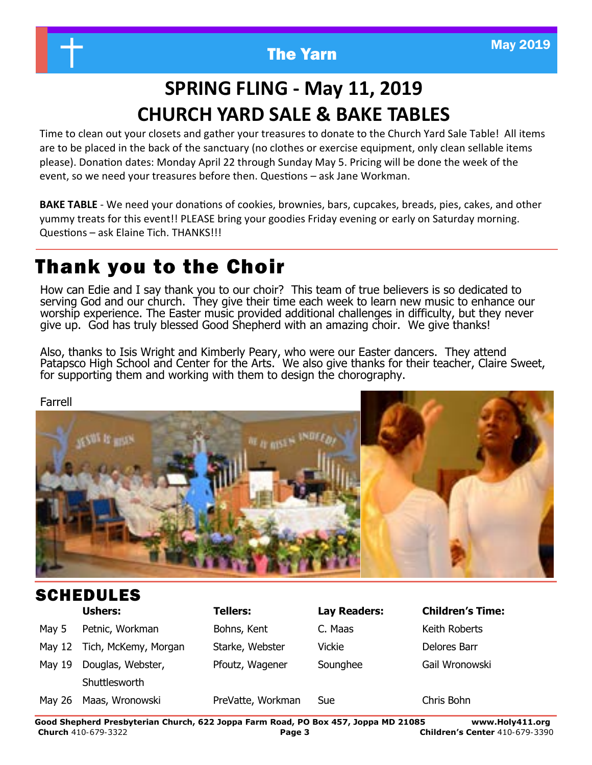# SPRING FLING - May 11, 2019
# CHURCH YARD SALE & BAKE TABLES

Time to clean out your closets and gather your treasures to donate to the Church Yard Sale Table! All items are to be placed in the back of the sanctuary (no clothes or exercise equipment, only clean sellable items please). Donation dates: Monday April 22 through Sunday May 5. Pricing will be done the week of the event, so we need your treasures before then. Questions – ask Jane Workman.

**BAKE TABLE** - We need your donations of cookies, brownies, bars, cupcakes, breads, pies, cakes, and other yummy treats for this event!! PLEASE bring your goodies Friday evening or early on Saturday morning. Questions – ask Elaine Tich. THANKS!!!

## Thank you to the Choir

How can Edie and I say thank you to our choir? This team of true believers is so dedicated to serving God and our church. They give their time each week to learn new music to enhance our worship experience. The Easter music provided additional challenges in difficulty, but they never give up. God has truly blessed Good Shepherd with an amazing choir. We give thanks!

Also, thanks to Isis Wright and Kimberly Peary, who were our Easter dancers. They attend Patapsco High School and Center for the Arts. We also give thanks for their teacher, Claire Sweet, for supporting them and working with them to design the chorography.

Farrell

## SCHEDULES

| | Ushers: | Tellers: | Lay Readers: | Children's Time: |
|---|---|---|---|---|
| May 5 | Petnic, Workman | Bohns, Kent | C. Maas | Keith Roberts |
| May 12 | Tich, McKemy, Morgan | Starke, Webster | Vickie | Delores Barr |
| May 19 | Douglas, Webster, Shuttlesworth | Pfoutz, Wagener | Sounghee | Gail Wronowski |
| May 26 | Maas, Wronowski | PreVatte, Workman | Sue | Chris Bohn |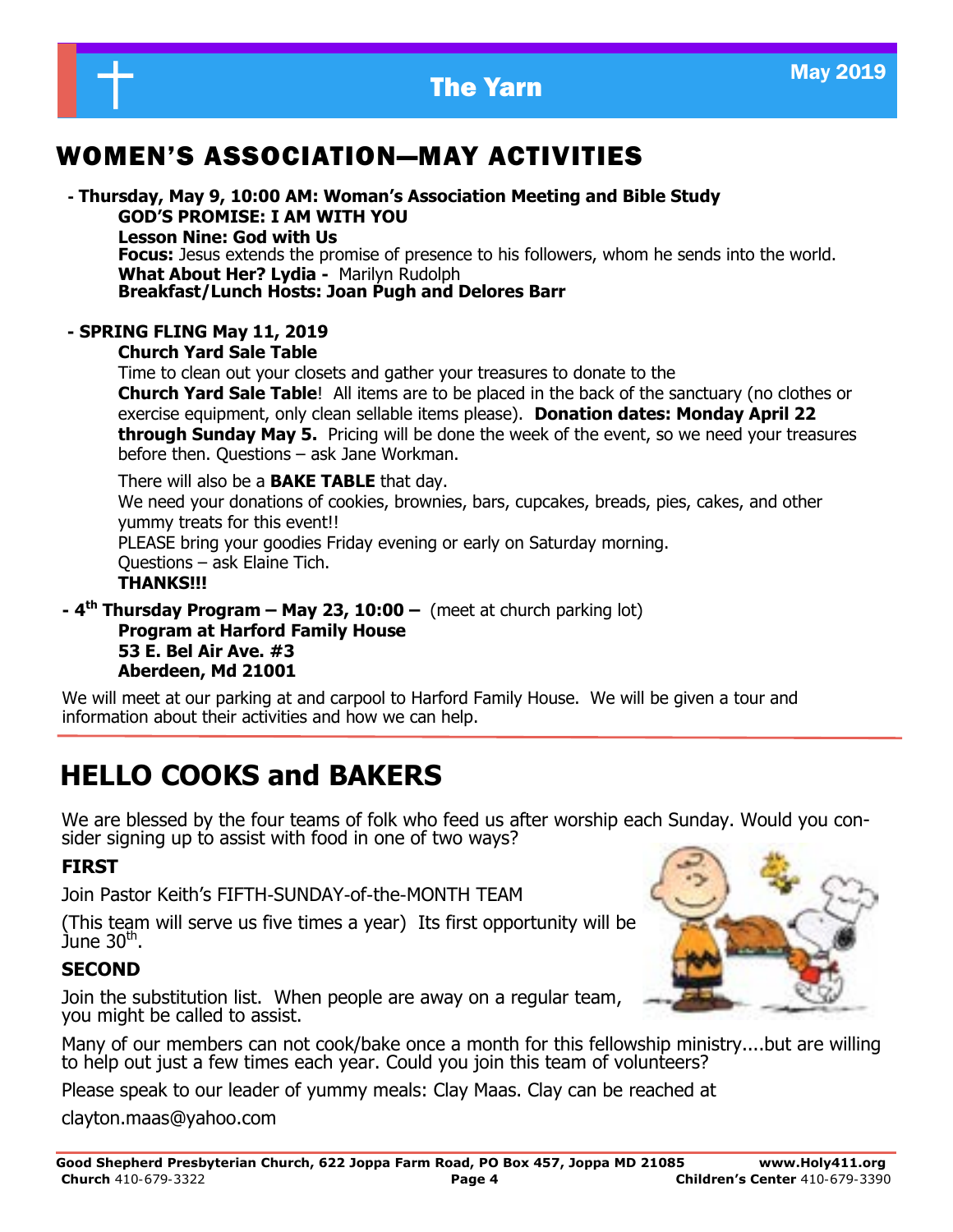# WOMEN'S ASSOCIATION—MAY ACTIVITIES

**- Thursday, May 9, 10:00 AM: Woman's Association Meeting and Bible Study**

**GOD'S PROMISE: I AM WITH YOU**

**Lesson Nine: God with Us**

**Focus:** Jesus extends the promise of presence to his followers, whom he sends into the world.

**What About Her? Lydia -** Marilyn Rudolph

**Breakfast/Lunch Hosts: Joan Pugh and Delores Barr**

**- SPRING FLING May 11, 2019**

**Church Yard Sale Table**

Time to clean out your closets and gather your treasures to donate to the **Church Yard Sale Table**! All items are to be placed in the back of the sanctuary (no clothes or exercise equipment, only clean sellable items please). **Donation dates: Monday April 22 through Sunday May 5.** Pricing will be done the week of the event, so we need your treasures before then. Questions – ask Jane Workman.

There will also be a **BAKE TABLE** that day.

We need your donations of cookies, brownies, bars, cupcakes, breads, pies, cakes, and other yummy treats for this event!!

PLEASE bring your goodies Friday evening or early on Saturday morning.

Questions – ask Elaine Tich.

**THANKS!!!**

**- 4th Thursday Program – May 23, 10:00 –** (meet at church parking lot)

**Program at Harford Family House**
**53 E. Bel Air Ave. #3**
**Aberdeen, Md 21001**

We will meet at our parking at and carpool to Harford Family House. We will be given a tour and information about their activities and how we can help.

# HELLO COOKS and BAKERS

We are blessed by the four teams of folk who feed us after worship each Sunday. Would you consider signing up to assist with food in one of two ways?

**FIRST**

Join Pastor Keith's FIFTH-SUNDAY-of-the-MONTH TEAM

(This team will serve us five times a year) Its first opportunity will be June 30th.

**SECOND**

Join the substitution list. When people are away on a regular team, you might be called to assist.

Many of our members can not cook/bake once a month for this fellowship ministry....but are willing to help out just a few times each year. Could you join this team of volunteers?

Please speak to our leader of yummy meals: Clay Maas. Clay can be reached at

clayton.maas@yahoo.com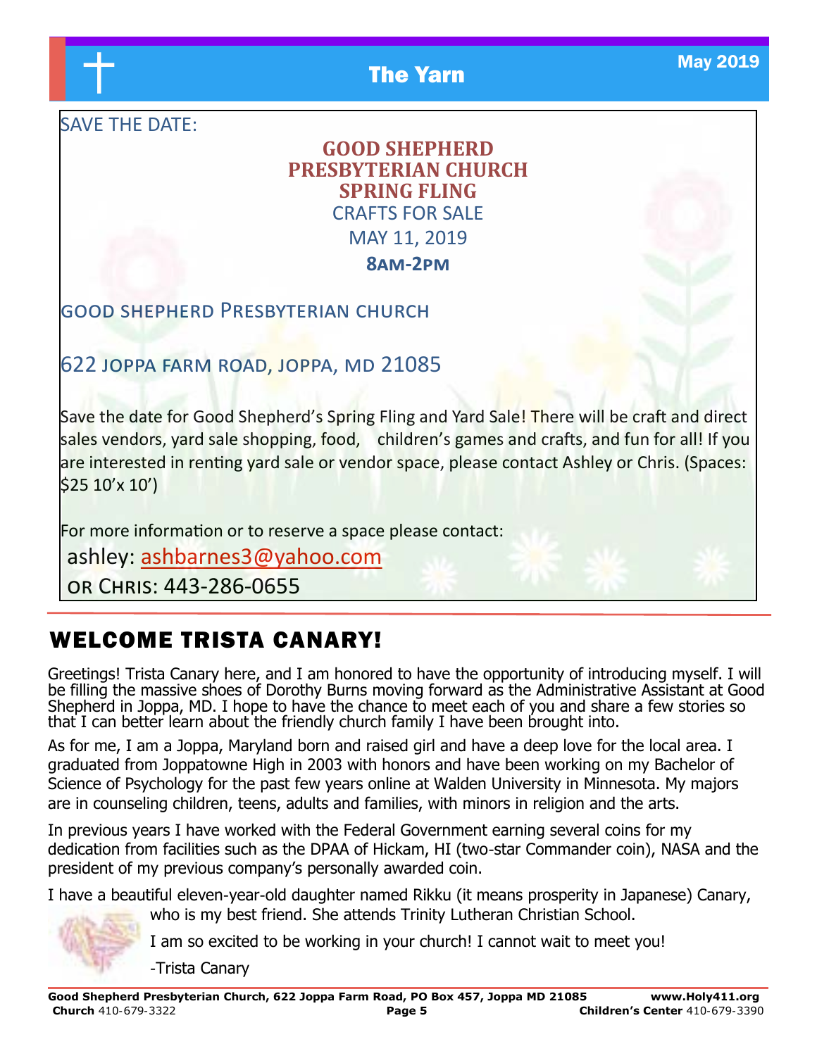SAVE THE DATE:

**GOOD SHEPHERD**
**PRESBYTERIAN CHURCH**
**SPRING FLING**

CRAFTS FOR SALE

MAY 11, 2019

**8AM-2PM**

GOOD SHEPHERD PRESBYTERIAN CHURCH

622 JOPPA FARM ROAD, JOPPA, MD 21085

Save the date for Good Shepherd's Spring Fling and Yard Sale! There will be craft and direct sales vendors, yard sale shopping, food, children's games and crafts, and fun for all! If you are interested in renting yard sale or vendor space, please contact Ashley or Chris. (Spaces: $25 10'x 10')

For more information or to reserve a space please contact:

ashley: ashbarnes3@yahoo.com

OR CHRIS: 443-286-0655

## WELCOME TRISTA CANARY!

Greetings! Trista Canary here, and I am honored to have the opportunity of introducing myself. I will be filling the massive shoes of Dorothy Burns moving forward as the Administrative Assistant at Good Shepherd in Joppa, MD. I hope to have the chance to meet each of you and share a few stories so that I can better learn about the friendly church family I have been brought into.

As for me, I am a Joppa, Maryland born and raised girl and have a deep love for the local area. I graduated from Joppatowne High in 2003 with honors and have been working on my Bachelor of Science of Psychology for the past few years online at Walden University in Minnesota. My majors are in counseling children, teens, adults and families, with minors in religion and the arts.

In previous years I have worked with the Federal Government earning several coins for my dedication from facilities such as the DPAA of Hickam, HI (two-star Commander coin), NASA and the president of my previous company's personally awarded coin.

I have a beautiful eleven-year-old daughter named Rikku (it means prosperity in Japanese) Canary, who is my best friend. She attends Trinity Lutheran Christian School.

I am so excited to be working in your church! I cannot wait to meet you!

-Trista Canary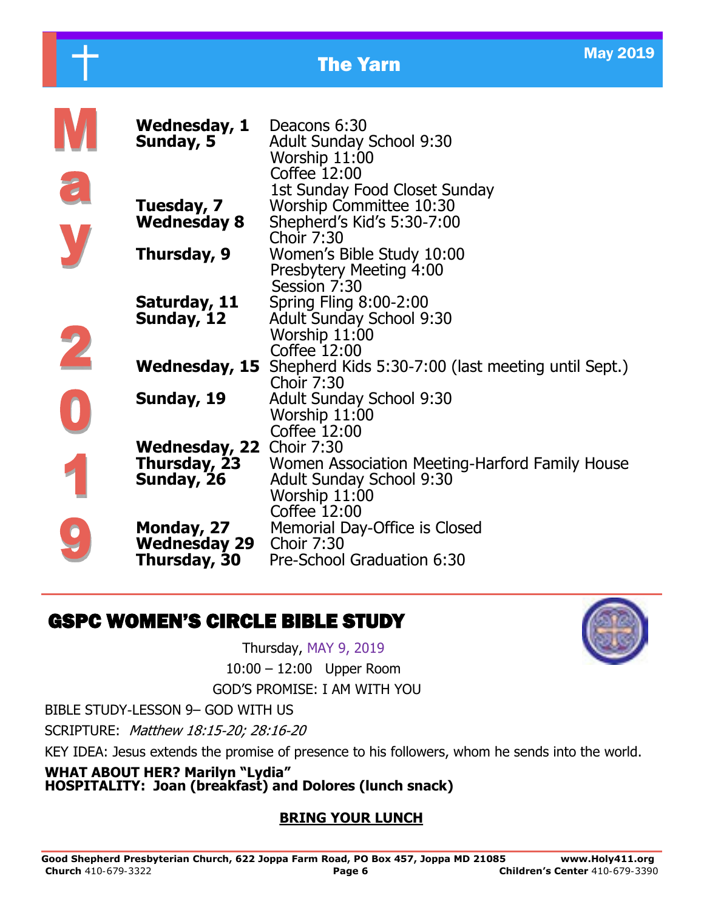# May 2019

| | |
|---|---|
| **Wednesday, 1** | Deacons 6:30 |
| **Sunday, 5** | Adult Sunday School 9:30 |
| | Worship 11:00 |
| | Coffee 12:00 |
| | 1st Sunday Food Closet Sunday |
| **Tuesday, 7** | Worship Committee 10:30 |
| **Wednesday 8** | Shepherd's Kid's 5:30-7:00 |
| | Choir 7:30 |
| **Thursday, 9** | Women's Bible Study 10:00 |
| | Presbytery Meeting 4:00 |
| | Session 7:30 |
| **Saturday, 11** | Spring Fling 8:00-2:00 |
| **Sunday, 12** | Adult Sunday School 9:30 |
| | Worship 11:00 |
| | Coffee 12:00 |
| **Wednesday, 15** | Shepherd Kids 5:30-7:00 (last meeting until Sept.) |
| | Choir 7:30 |
| **Sunday, 19** | Adult Sunday School 9:30 |
| | Worship 11:00 |
| | Coffee 12:00 |
| **Wednesday, 22** | Choir 7:30 |
| **Thursday, 23** | Women Association Meeting-Harford Family House |
| **Sunday, 26** | Adult Sunday School 9:30 |
| | Worship 11:00 |
| | Coffee 12:00 |
| **Monday, 27** | Memorial Day-Office is Closed |
| **Wednesday 29** | Choir 7:30 |
| **Thursday, 30** | Pre-School Graduation 6:30 |

## GSPC WOMEN'S CIRCLE BIBLE STUDY

Thursday, MAY 9, 2019

10:00 – 12:00 Upper Room

GOD'S PROMISE: I AM WITH YOU

BIBLE STUDY-LESSON 9– GOD WITH US

SCRIPTURE: *Matthew 18:15-20; 28:16-20*

KEY IDEA: Jesus extends the promise of presence to his followers, whom he sends into the world.

**WHAT ABOUT HER? Marilyn "Lydia"**
**HOSPITALITY: Joan (breakfast) and Dolores (lunch snack)**

**BRING YOUR LUNCH**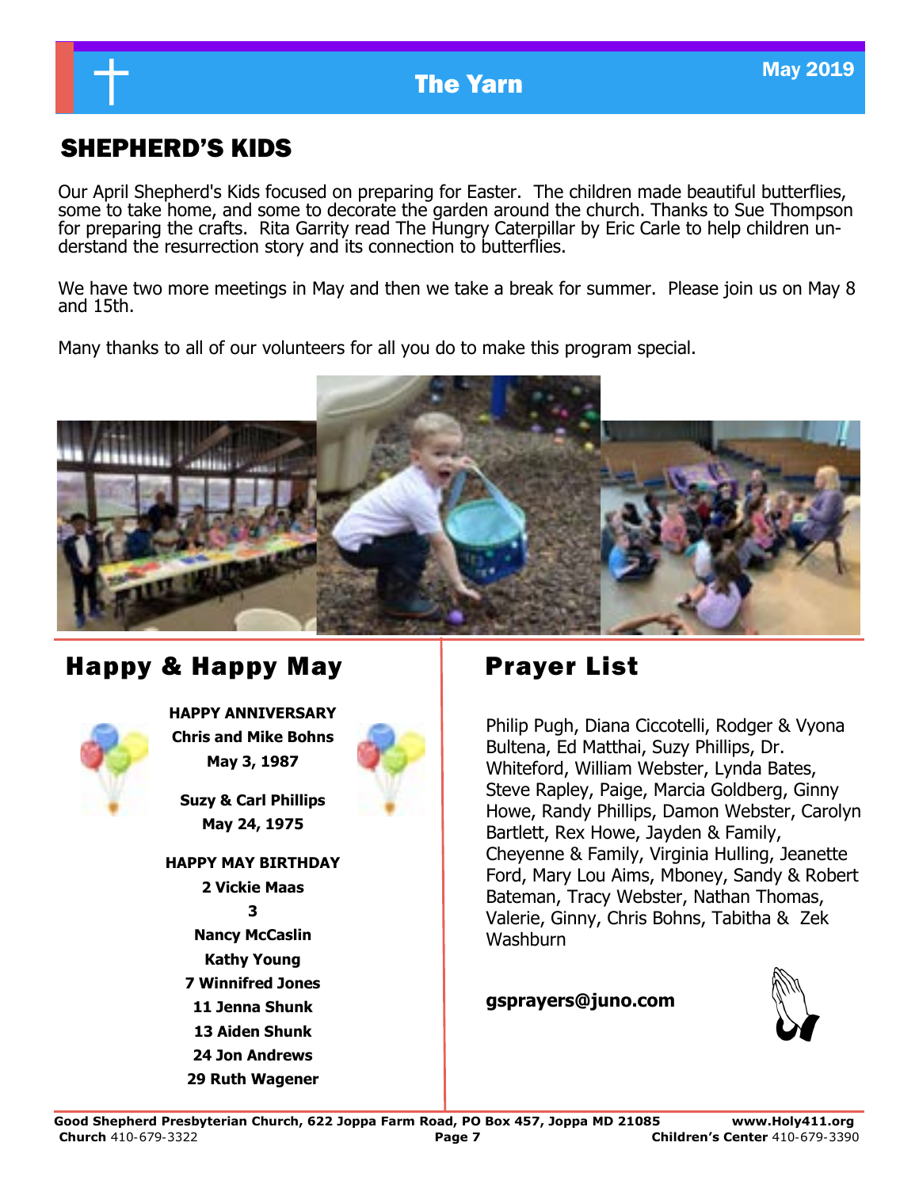## SHEPHERD'S KIDS

Our April Shepherd's Kids focused on preparing for Easter. The children made beautiful butterflies, some to take home, and some to decorate the garden around the church. Thanks to Sue Thompson for preparing the crafts. Rita Garrity read The Hungry Caterpillar by Eric Carle to help children understand the resurrection story and its connection to butterflies.

We have two more meetings in May and then we take a break for summer. Please join us on May 8 and 15th.

Many thanks to all of our volunteers for all you do to make this program special.

## Happy & Happy May

**HAPPY ANNIVERSARY**

**Chris and Mike Bohns**
**May 3, 1987**

**Suzy & Carl Phillips**
**May 24, 1975**

**HAPPY MAY BIRTHDAY**

**2 Vickie Maas**
**3**
**Nancy McCaslin**
**Kathy Young**
**7 Winnifred Jones**
**11 Jenna Shunk**
**13 Aiden Shunk**
**24 Jon Andrews**
**29 Ruth Wagener**

## Prayer List

Philip Pugh, Diana Ciccotelli, Rodger & Vyona Bultena, Ed Matthai, Suzy Phillips, Dr. Whiteford, William Webster, Lynda Bates, Steve Rapley, Paige, Marcia Goldberg, Ginny Howe, Randy Phillips, Damon Webster, Carolyn Bartlett, Rex Howe, Jayden & Family, Cheyenne & Family, Virginia Hulling, Jeanette Ford, Mary Lou Aims, Mboney, Sandy & Robert Bateman, Tracy Webster, Nathan Thomas, Valerie, Ginny, Chris Bohns, Tabitha & Zek Washburn

**gsprayers@juno.com**